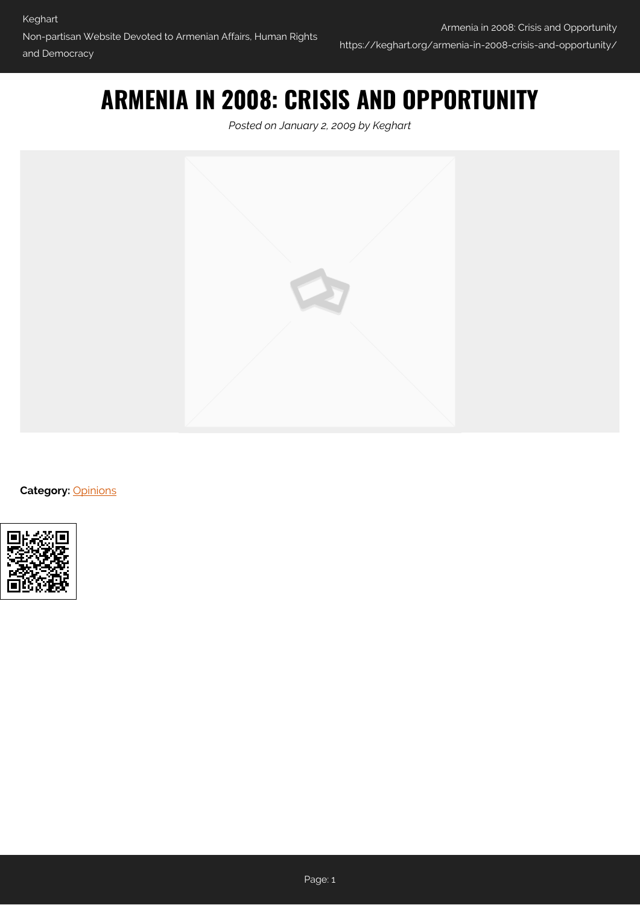# ARMENIA IN 2008: CRISIS AND OPPORTUNITY

*Posted on January 2, 2009 by Keghart*

**Category:** Opinions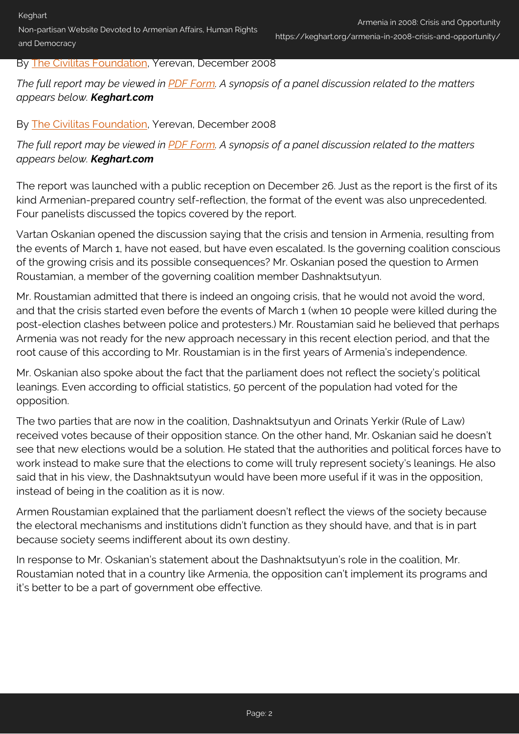By [The Civilitas Foundation](), Yerevan, December 2008

*The full report may be viewed in [PDF Form](). A synopsis of a panel discussion related to the matters appears below.* ***Keghart.com***

By [The Civilitas Foundation](), Yerevan, December 2008

*The full report may be viewed in [PDF Form](). A synopsis of a panel discussion related to the matters appears below.* ***Keghart.com***

The report was launched with a public reception on December 26. Just as the report is the first of its kind Armenian-prepared country self-reflection, the format of the event was also unprecedented. Four panelists discussed the topics covered by the report.

Vartan Oskanian opened the discussion saying that the crisis and tension in Armenia, resulting from the events of March 1, have not eased, but have even escalated. Is the governing coalition conscious of the growing crisis and its possible consequences? Mr. Oskanian posed the question to Armen Roustamian, a member of the governing coalition member Dashnaktsutyun.

Mr. Roustamian admitted that there is indeed an ongoing crisis, that he would not avoid the word, and that the crisis started even before the events of March 1 (when 10 people were killed during the post-election clashes between police and protesters.) Mr. Roustamian said he believed that perhaps Armenia was not ready for the new approach necessary in this recent election period, and that the root cause of this according to Mr. Roustamian is in the first years of Armenia's independence.

Mr. Oskanian also spoke about the fact that the parliament does not reflect the society's political leanings. Even according to official statistics, 50 percent of the population had voted for the opposition.

The two parties that are now in the coalition, Dashnaktsutyun and Orinats Yerkir (Rule of Law) received votes because of their opposition stance. On the other hand, Mr. Oskanian said he doesn't see that new elections would be a solution. He stated that the authorities and political forces have to work instead to make sure that the elections to come will truly represent society's leanings. He also said that in his view, the Dashnaktsutyun would have been more useful if it was in the opposition, instead of being in the coalition as it is now.

Armen Roustamian explained that the parliament doesn't reflect the views of the society because the electoral mechanisms and institutions didn't function as they should have, and that is in part because society seems indifferent about its own destiny.

In response to Mr. Oskanian's statement about the Dashnaktsutyun's role in the coalition, Mr. Roustamian noted that in a country like Armenia, the opposition can't implement its programs and it's better to be a part of government obe effective.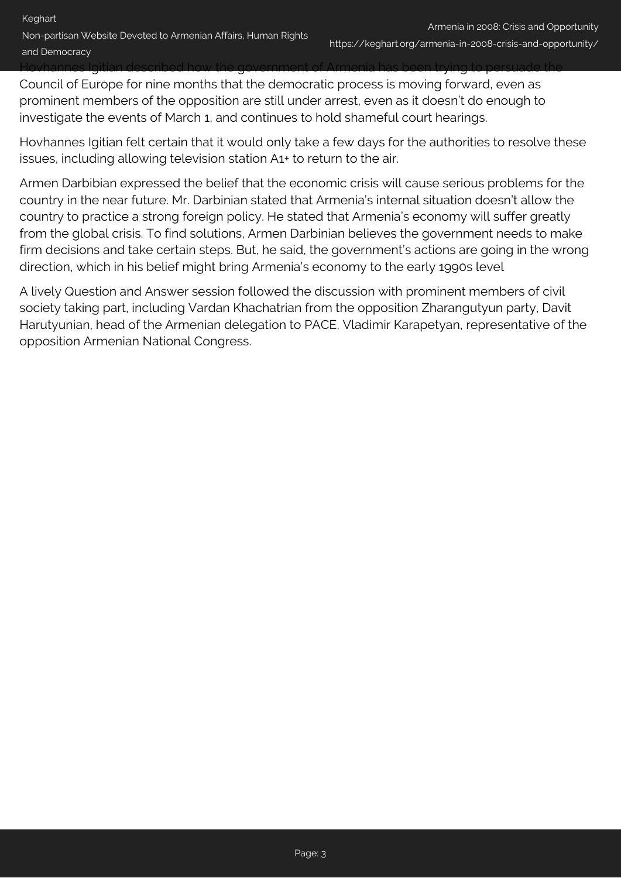Hovhannes Igitian described how the government of Armenia has been trying to persuade the Council of Europe for nine months that the democratic process is moving forward, even as prominent members of the opposition are still under arrest, even as it doesn't do enough to investigate the events of March 1, and continues to hold shameful court hearings.

Hovhannes Igitian felt certain that it would only take a few days for the authorities to resolve these issues, including allowing television station A1+ to return to the air.

Armen Darbibian expressed the belief that the economic crisis will cause serious problems for the country in the near future. Mr. Darbinian stated that Armenia's internal situation doesn't allow the country to practice a strong foreign policy. He stated that Armenia's economy will suffer greatly from the global crisis. To find solutions, Armen Darbinian believes the government needs to make firm decisions and take certain steps. But, he said, the government's actions are going in the wrong direction, which in his belief might bring Armenia's economy to the early 1990s level

A lively Question and Answer session followed the discussion with prominent members of civil society taking part, including Vardan Khachatrian from the opposition Zharangutyun party, Davit Harutyunian, head of the Armenian delegation to PACE, Vladimir Karapetyan, representative of the opposition Armenian National Congress.